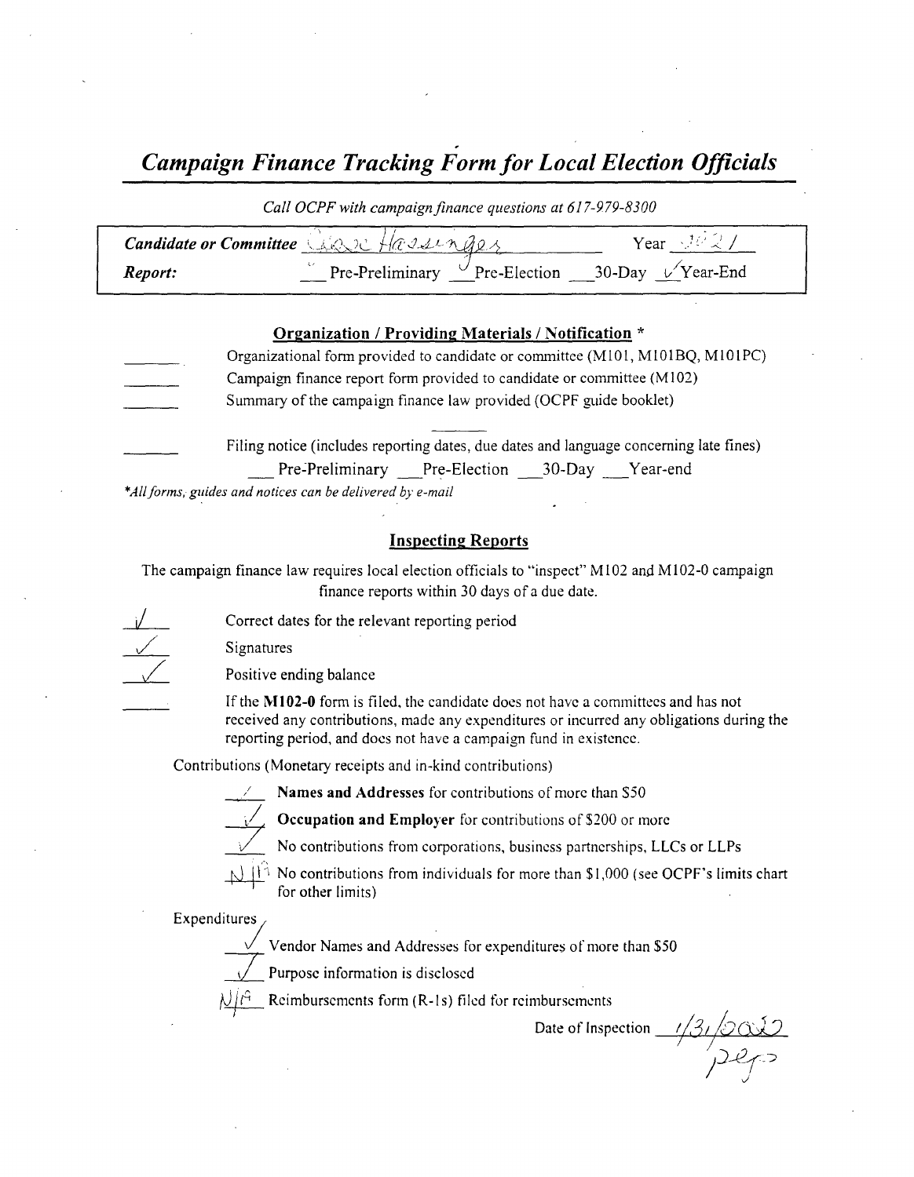# *Campaign Finance Tracking Form for Local Election Officials*

*Call OCPF with campaign finance questions at 617-979-8300*

| | | |
|---|---|---|
| ***Candidate or Committee*** Grace Hassinger | | Year 2021 |
| ***Report:*** | ___ Pre-Preliminary ✓ Pre-Election ___ 30-Day ✓ Year-End | |

## Organization / Providing Materials / Notification *

_____ Organizational form provided to candidate or committee (M101, M101BQ, M101PC)

_____ Campaign finance report form provided to candidate or committee (M102)

_____ Summary of the campaign finance law provided (OCPF guide booklet)

_____ Filing notice (includes reporting dates, due dates and language concerning late fines)
___ Pre-Preliminary ___ Pre-Election ___ 30-Day ___ Year-end

*\*All forms, guides and notices can be delivered by e-mail*

## Inspecting Reports

The campaign finance law requires local election officials to "inspect" M102 and M102-0 campaign finance reports within 30 days of a due date.

✓ Correct dates for the relevant reporting period

✓ Signatures

✓ Positive ending balance

_____ If the **M102-0** form is filed, the candidate does not have a committees and has not received any contributions, made any expenditures or incurred any obligations during the reporting period, and does not have a campaign fund in existence.

Contributions (Monetary receipts and in-kind contributions)

✓ **Names and Addresses** for contributions of more than $50

✓ **Occupation and Employer** for contributions of $200 or more

✓ No contributions from corporations, business partnerships, LLCs or LLPs

N/A No contributions from individuals for more than $1,000 (see OCPF's limits chart for other limits)

Expenditures

✓ Vendor Names and Addresses for expenditures of more than $50

✓ Purpose information is disclosed

N/A Reimbursements form (R-1s) filed for reimbursements

Date of Inspection 1/31/2022
Pep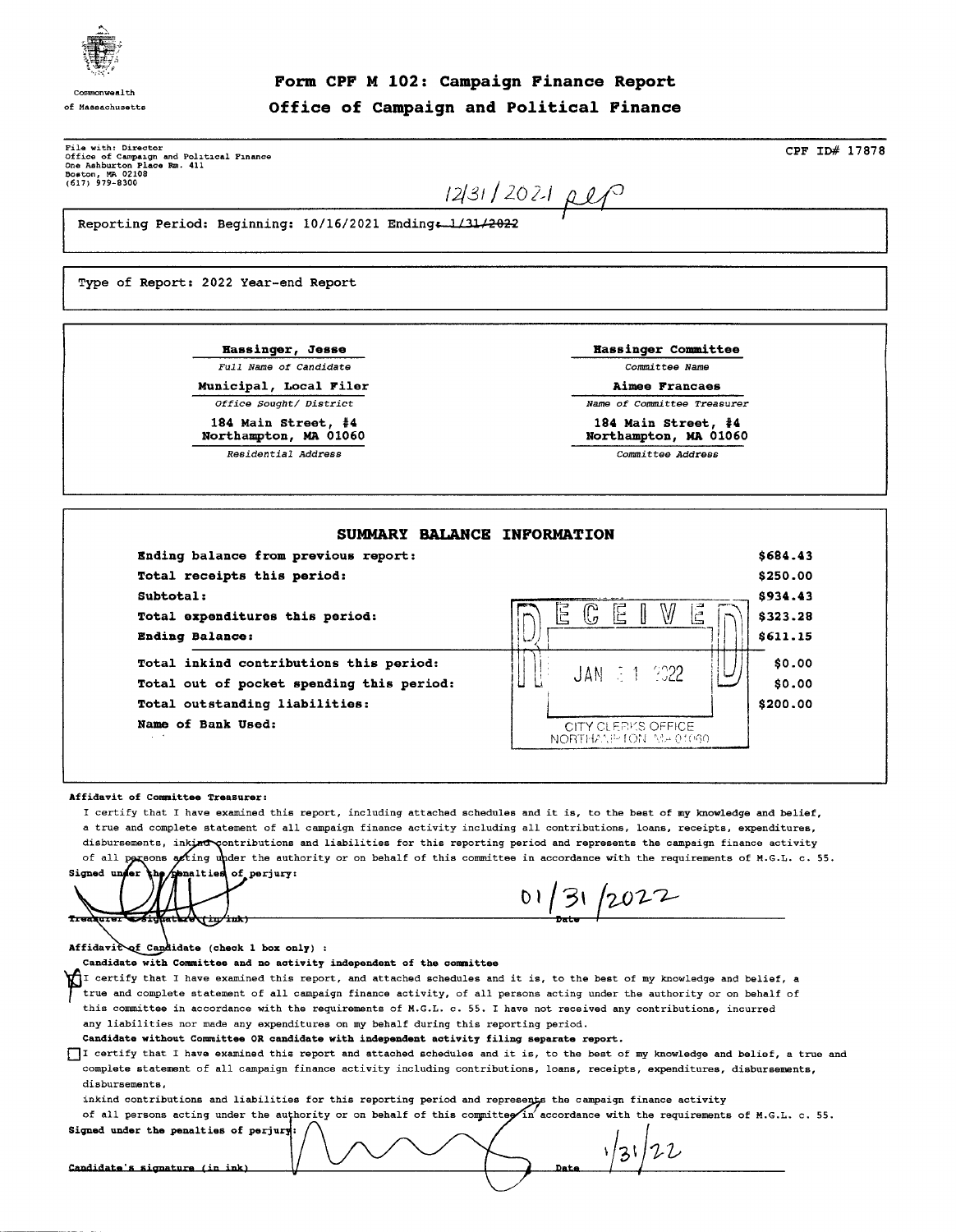Commonwealth of Massachusetts

# Form CPF M 102: Campaign Finance Report

## Office of Campaign and Political Finance

File with: Director
Office of Campaign and Political Finance
One Ashburton Place Rm. 411
Boston, MA 02108
(617) 979-8300

CPF ID# 17878

12/31/2021

Reporting Period: Beginning: 10/16/2021 Ending: ~~1/31/2022~~

Type of Report: 2022 Year-end Report

| | |
|---|---|
| **Hassinger, Jesse** | **Hassinger Committee** |
| *Full Name of Candidate* | *Committee Name* |
| **Municipal, Local Filer** | **Aimee Francaes** |
| *Office Sought/ District* | *Name of Committee Treasurer* |
| **184 Main Street, #4 Northampton, MA 01060** | **184 Main Street, #4 Northampton, MA 01060** |
| *Residential Address* | *Committee Address* |

### SUMMARY BALANCE INFORMATION

| | |
|---|---|
| **Ending balance from previous report:** | **$684.43** |
| **Total receipts this period:** | **$250.00** |
| **Subtotal:** | **$934.43** |
| **Total expenditures this period:** | **$323.28** |
| **Ending Balance:** | **$611.15** |
| **Total inkind contributions this period:** | **$0.00** |
| **Total out of pocket spending this period:** | **$0.00** |
| **Total outstanding liabilities:** | **$200.00** |
| **Name of Bank Used:** | |

RECEIVED
JAN 31 2022
CITY CLERKS OFFICE
NORTHAMPTON, MA 01060

**Affidavit of Committee Treasurer:**

I certify that I have examined this report, including attached schedules and it is, to the best of my knowledge and belief, a true and complete statement of all campaign finance activity including all contributions, loans, receipts, expenditures, disbursements, inkind contributions and liabilities for this reporting period and represents the campaign finance activity of all persons acting under the authority or on behalf of this committee in accordance with the requirements of M.G.L. c. 55.

**Signed under the penalties of perjury:**

Treasurer's Signature (in ink) Date 01/31/2022

**Affidavit of Candidate (check 1 box only) :**

**Candidate with Committee and no activity independent of the committee**

☒ I certify that I have examined this report, and attached schedules and it is, to the best of my knowledge and belief, a true and complete statement of all campaign finance activity, of all persons acting under the authority or on behalf of this committee in accordance with the requirements of M.G.L. c. 55. I have not received any contributions, incurred any liabilities nor made any expenditures on my behalf during this reporting period.

**Candidate without Committee OR candidate with independent activity filing separate report.**

☐ I certify that I have examined this report and attached schedules and it is, to the best of my knowledge and belief, a true and complete statement of all campaign finance activity including contributions, loans, receipts, expenditures, disbursements, inkind contributions and liabilities for this reporting period and represents the campaign finance activity of all persons acting under the authority or on behalf of this committee in accordance with the requirements of M.G.L. c. 55.

**Signed under the penalties of perjury:**

Candidate's signature (in ink) Date 1/31/22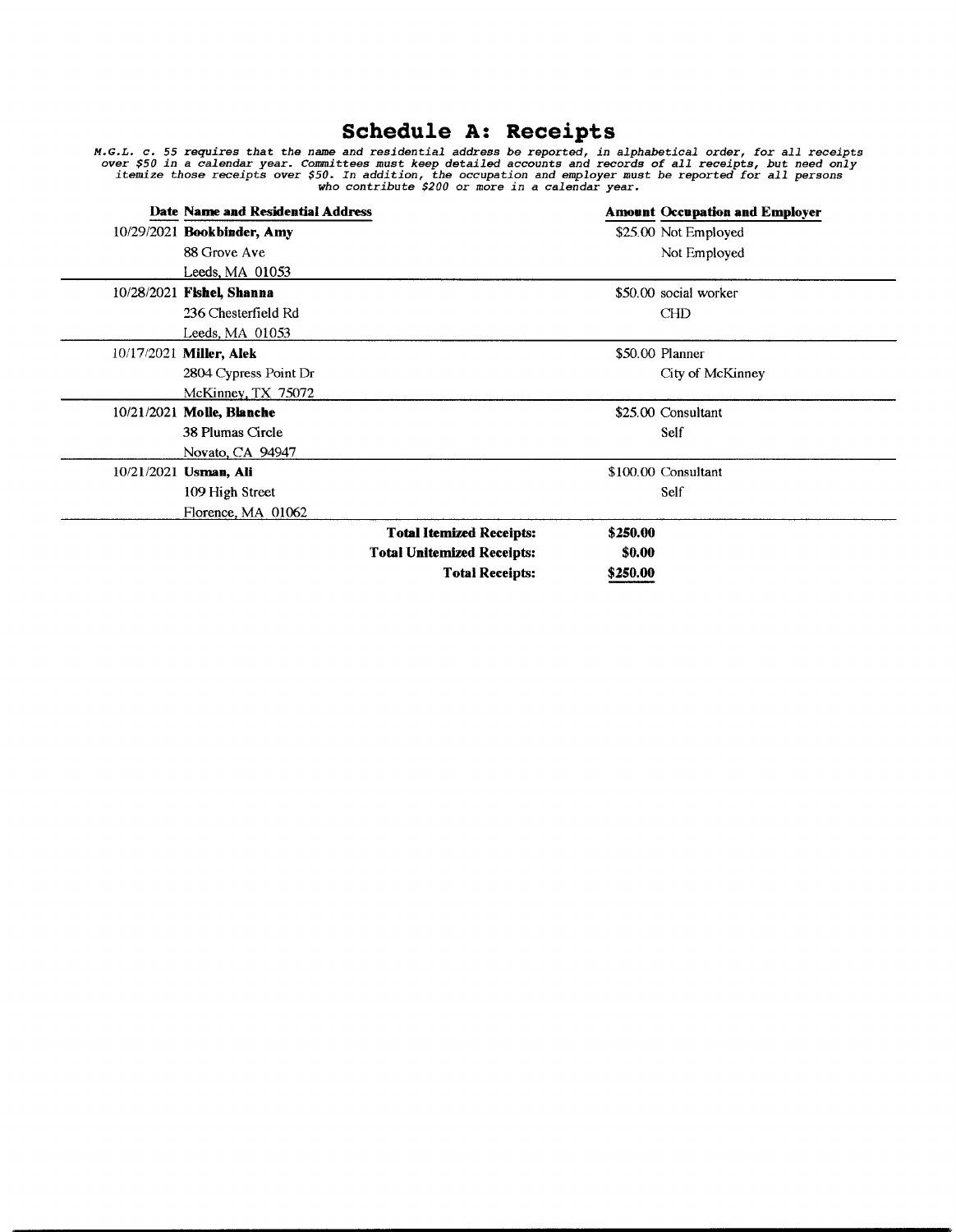# Schedule A: Receipts

*M.G.L. c. 55 requires that the name and residential address be reported, in alphabetical order, for all receipts over $50 in a calendar year. Committees must keep detailed accounts and records of all receipts, but need only itemize those receipts over $50. In addition, the occupation and employer must be reported for all persons who contribute $200 or more in a calendar year.*

| Date | Name and Residential Address | Amount | Occupation and Employer |
|---|---|---|---|
| 10/29/2021 | **Bookbinder, Amy**<br>88 Grove Ave<br>Leeds, MA 01053 | $25.00 | Not Employed<br>Not Employed |
| 10/28/2021 | **Fishel, Shanna**<br>236 Chesterfield Rd<br>Leeds, MA 01053 | $50.00 | social worker<br>CHD |
| 10/17/2021 | **Miller, Alek**<br>2804 Cypress Point Dr<br>McKinney, TX 75072 | $50.00 | Planner<br>City of McKinney |
| 10/21/2021 | **Molle, Blanche**<br>38 Plumas Circle<br>Novato, CA 94947 | $25.00 | Consultant<br>Self |
| 10/21/2021 | **Usman, Ali**<br>109 High Street<br>Florence, MA 01062 | $100.00 | Consultant<br>Self |
| | **Total Itemized Receipts:** | **$250.00** | |
| | **Total Unitemized Receipts:** | **$0.00** | |
| | **Total Receipts:** | **$250.00** | |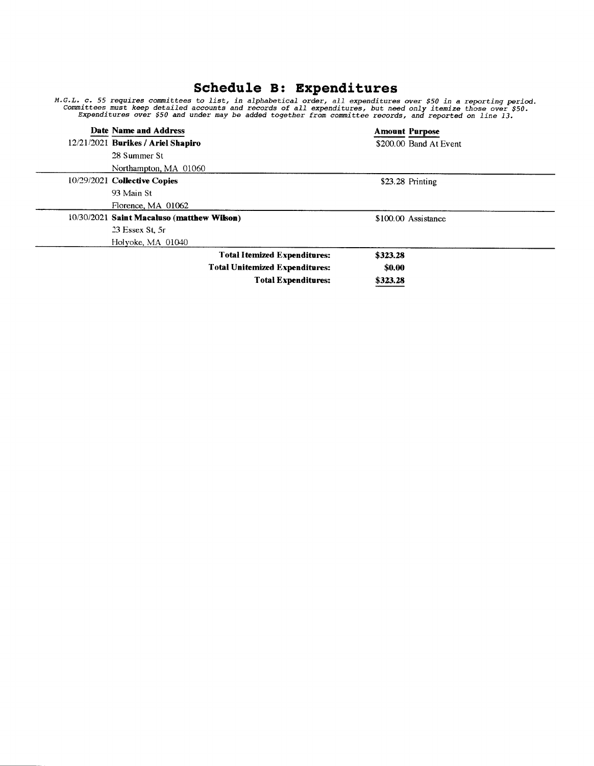# Schedule B: Expenditures

*M.G.L. c. 55 requires committees to list, in alphabetical order, all expenditures over $50 in a reporting period. Committees must keep detailed accounts and records of all expenditures, but need only itemize those over $50. Expenditures over $50 and under may be added together from committee records, and reported on line 13.*

| Date | Name and Address | Amount | Purpose |
|---|---|---|---|
| 12/21/2021 | **Burikes / Ariel Shapiro**<br>28 Summer St<br>Northampton, MA 01060 | $200.00 | Band At Event |
| 10/29/2021 | **Collective Copies**<br>93 Main St<br>Florence, MA 01062 | $23.28 | Printing |
| 10/30/2021 | **Saint Macaluso (matthew Wilson)**<br>23 Essex St, 5r<br>Holyoke, MA 01040 | $100.00 | Assistance |
| | **Total Itemized Expenditures:** | **$323.28** | |
| | **Total Unitemized Expenditures:** | **$0.00** | |
| | **Total Expenditures:** | **$323.28** | |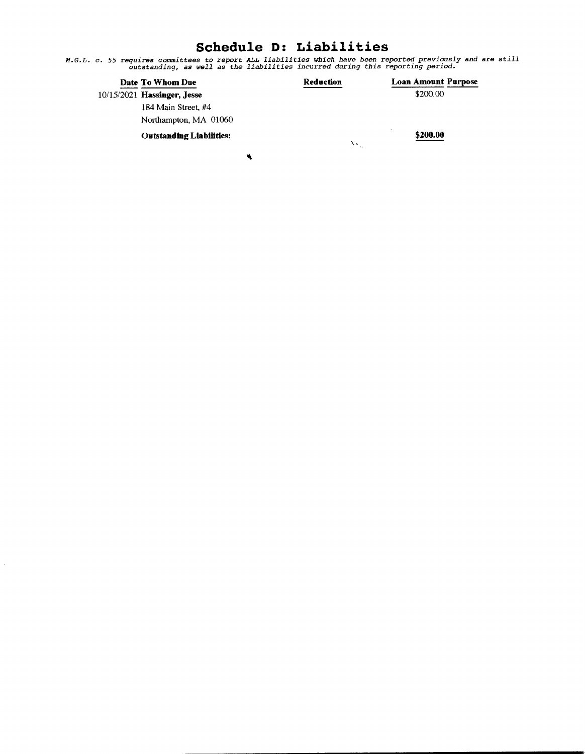# Schedule D: Liabilities

*M.G.L. c. 55 requires committees to report ALL liabilities which have been reported previously and are still outstanding, as well as the liabilities incurred during this reporting period.*

| Date | To Whom Due | Reduction | Loan Amount | Purpose |
| --- | --- | --- | --- | --- |
| 10/15/2021 | **Hassinger, Jesse**<br>184 Main Street, #4<br>Northampton, MA 01060 | | $200.00 | |
| | **Outstanding Liabilities:** | | **$200.00** | |